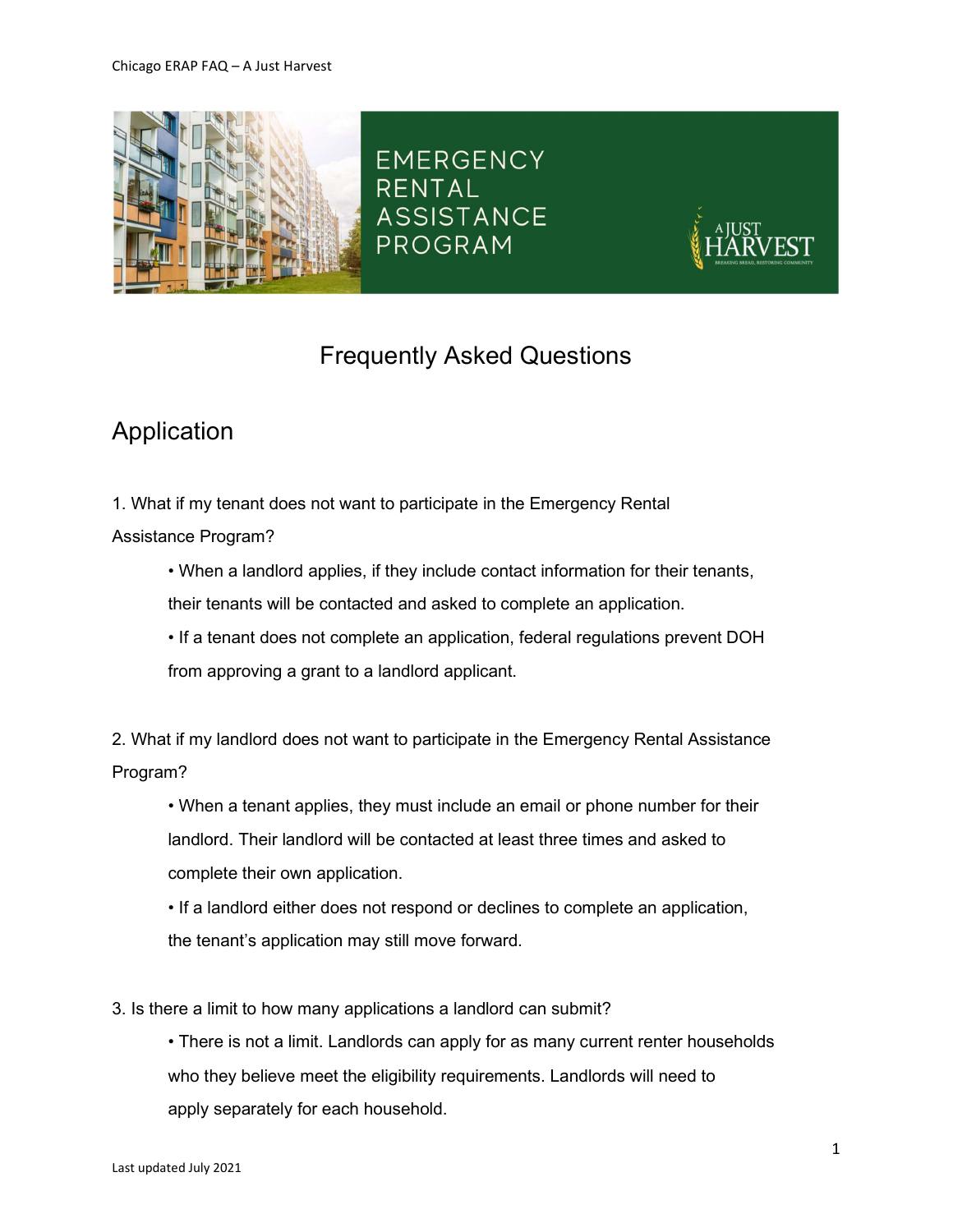# EMERGENCY RENTAL ASSISTANCE PROGRAM

A JUST HARVEST

BREAKING BREAD, RESTORING COMMUNITY

## Frequently Asked Questions

## Application

1. What if my tenant does not want to participate in the Emergency Rental Assistance Program?

    - When a landlord applies, if they include contact information for their tenants, their tenants will be contacted and asked to complete an application.
    - If a tenant does not complete an application, federal regulations prevent DOH from approving a grant to a landlord applicant.

2. What if my landlord does not want to participate in the Emergency Rental Assistance Program?

    - When a tenant applies, they must include an email or phone number for their landlord. Their landlord will be contacted at least three times and asked to complete their own application.
    - If a landlord either does not respond or declines to complete an application, the tenant's application may still move forward.

3. Is there a limit to how many applications a landlord can submit?

    - There is not a limit. Landlords can apply for as many current renter households who they believe meet the eligibility requirements. Landlords will need to apply separately for each household.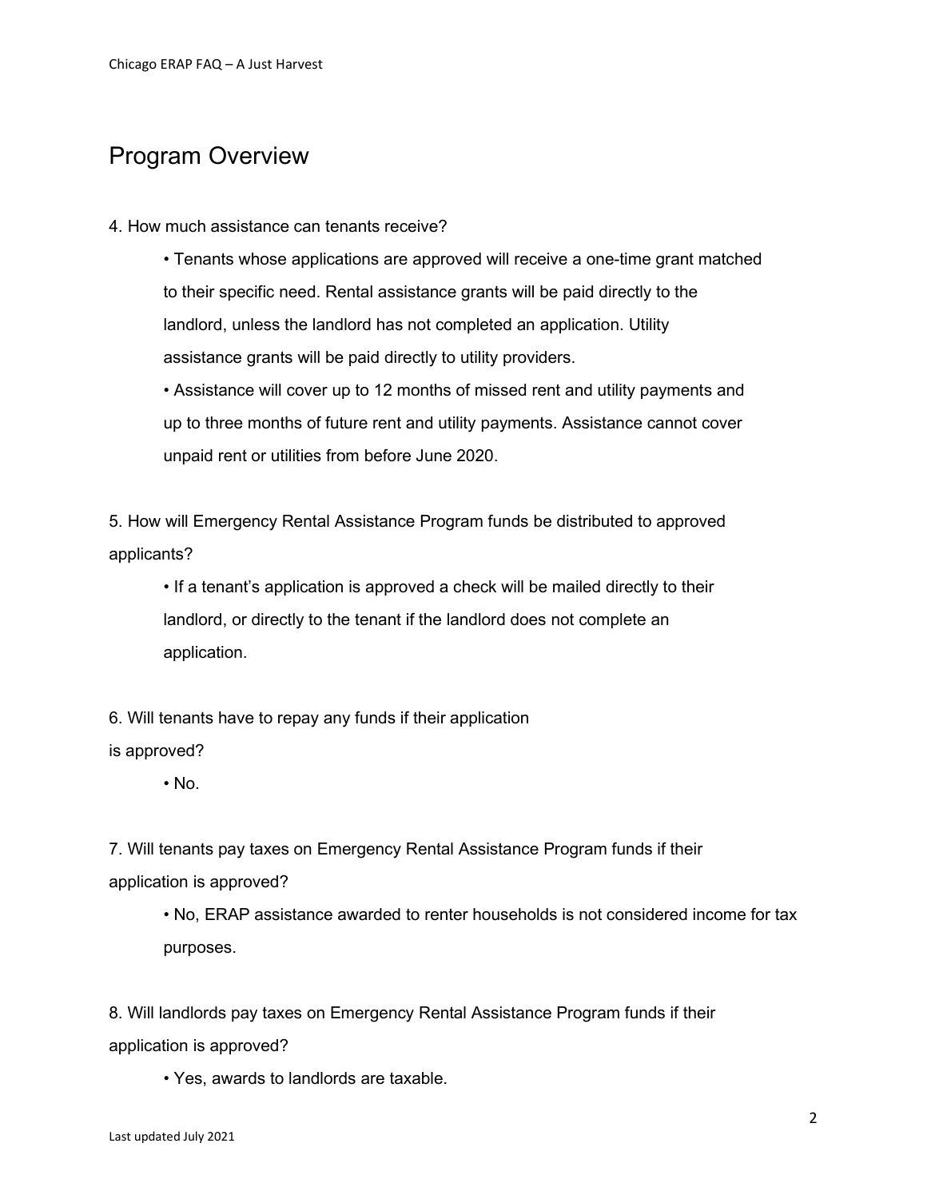## Program Overview

4. How much assistance can tenants receive?

   - Tenants whose applications are approved will receive a one-time grant matched to their specific need. Rental assistance grants will be paid directly to the landlord, unless the landlord has not completed an application. Utility assistance grants will be paid directly to utility providers.
   - Assistance will cover up to 12 months of missed rent and utility payments and up to three months of future rent and utility payments. Assistance cannot cover unpaid rent or utilities from before June 2020.

5. How will Emergency Rental Assistance Program funds be distributed to approved applicants?

   - If a tenant's application is approved a check will be mailed directly to their landlord, or directly to the tenant if the landlord does not complete an application.

6. Will tenants have to repay any funds if their application is approved?

   - No.

7. Will tenants pay taxes on Emergency Rental Assistance Program funds if their application is approved?

   - No, ERAP assistance awarded to renter households is not considered income for tax purposes.

8. Will landlords pay taxes on Emergency Rental Assistance Program funds if their application is approved?

   - Yes, awards to landlords are taxable.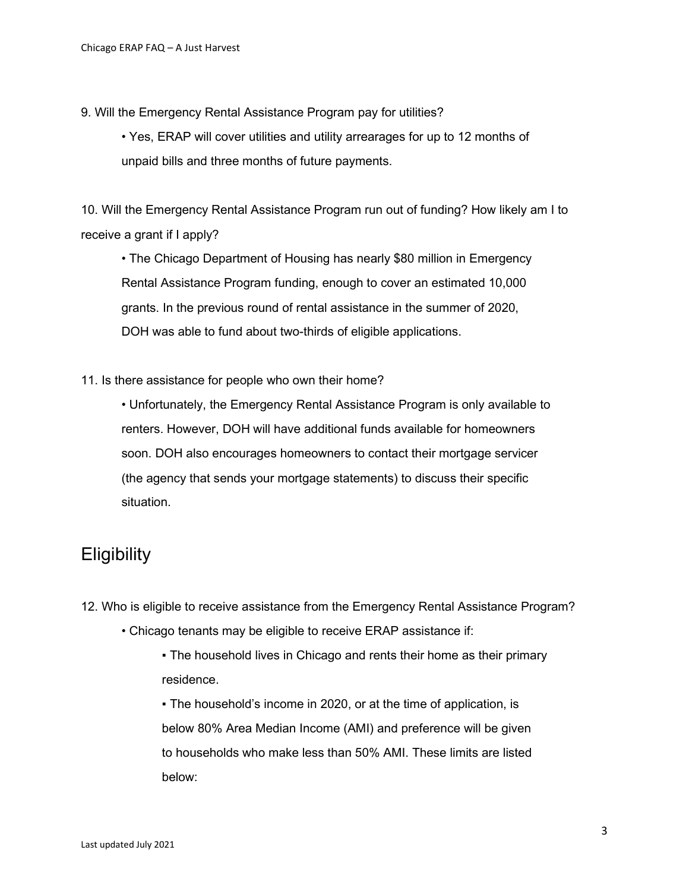9. Will the Emergency Rental Assistance Program pay for utilities?

- Yes, ERAP will cover utilities and utility arrearages for up to 12 months of unpaid bills and three months of future payments.

10. Will the Emergency Rental Assistance Program run out of funding? How likely am I to receive a grant if I apply?

- The Chicago Department of Housing has nearly $80 million in Emergency Rental Assistance Program funding, enough to cover an estimated 10,000 grants. In the previous round of rental assistance in the summer of 2020, DOH was able to fund about two-thirds of eligible applications.

11. Is there assistance for people who own their home?

- Unfortunately, the Emergency Rental Assistance Program is only available to renters. However, DOH will have additional funds available for homeowners soon. DOH also encourages homeowners to contact their mortgage servicer (the agency that sends your mortgage statements) to discuss their specific situation.

## Eligibility

12. Who is eligible to receive assistance from the Emergency Rental Assistance Program?

- Chicago tenants may be eligible to receive ERAP assistance if:
  - The household lives in Chicago and rents their home as their primary residence.
  - The household's income in 2020, or at the time of application, is below 80% Area Median Income (AMI) and preference will be given to households who make less than 50% AMI. These limits are listed below: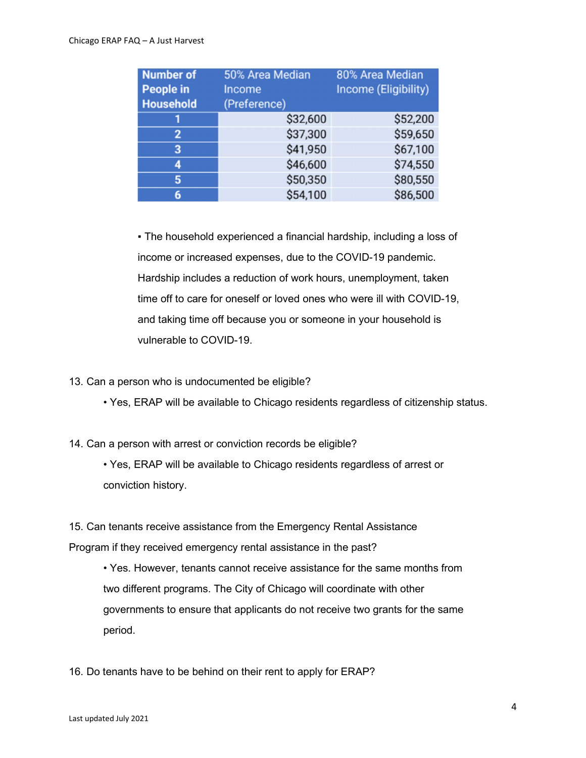| Number of People in Household | 50% Area Median Income (Preference) | 80% Area Median Income (Eligibility) |
|---|---|---|
| 1 | $32,600 | $52,200 |
| 2 | $37,300 | $59,650 |
| 3 | $41,950 | $67,100 |
| 4 | $46,600 | $74,550 |
| 5 | $50,350 | $80,550 |
| 6 | $54,100 | $86,500 |

- The household experienced a financial hardship, including a loss of income or increased expenses, due to the COVID-19 pandemic. Hardship includes a reduction of work hours, unemployment, taken time off to care for oneself or loved ones who were ill with COVID-19, and taking time off because you or someone in your household is vulnerable to COVID-19.

13. Can a person who is undocumented be eligible?
    - Yes, ERAP will be available to Chicago residents regardless of citizenship status.

14. Can a person with arrest or conviction records be eligible?
    - Yes, ERAP will be available to Chicago residents regardless of arrest or conviction history.

15. Can tenants receive assistance from the Emergency Rental Assistance Program if they received emergency rental assistance in the past?
    - Yes. However, tenants cannot receive assistance for the same months from two different programs. The City of Chicago will coordinate with other governments to ensure that applicants do not receive two grants for the same period.

16. Do tenants have to be behind on their rent to apply for ERAP?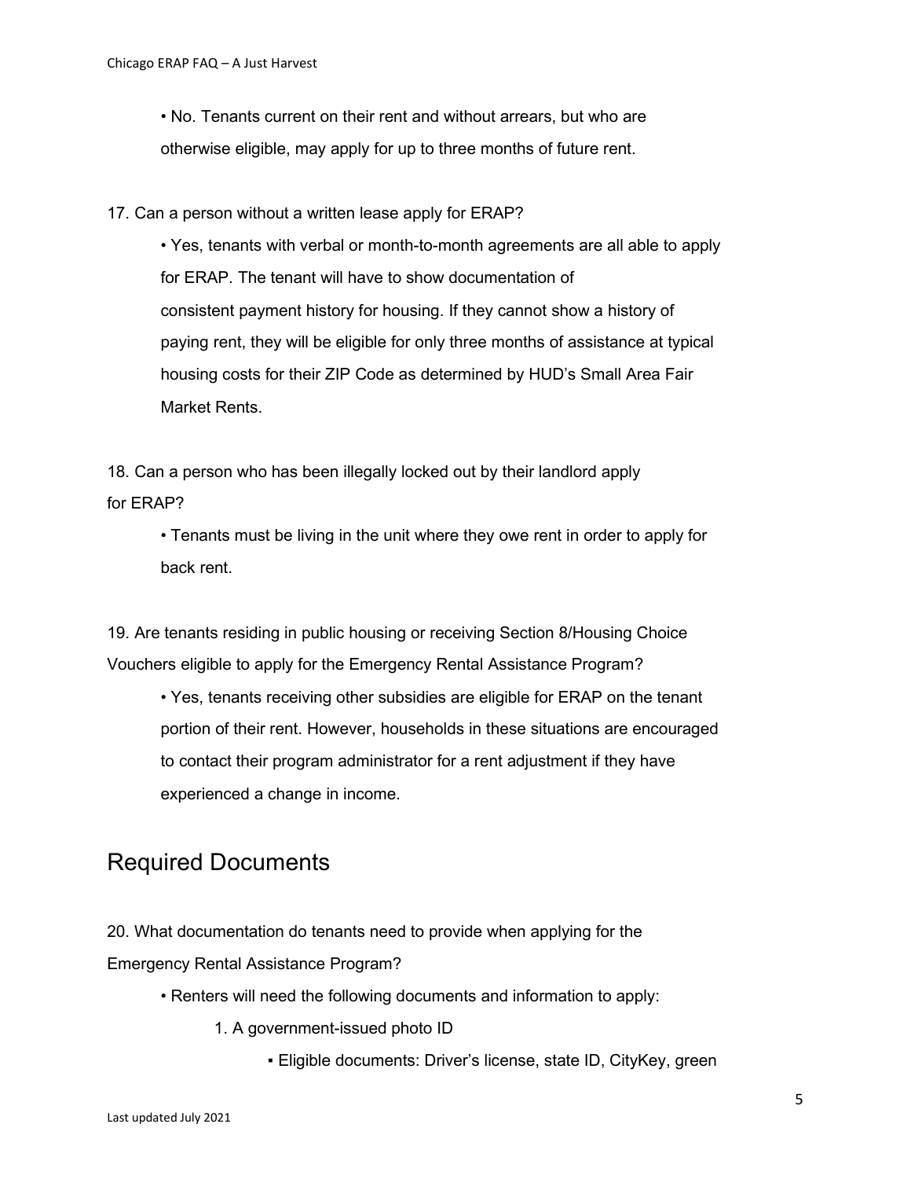- No. Tenants current on their rent and without arrears, but who are otherwise eligible, may apply for up to three months of future rent.

17. Can a person without a written lease apply for ERAP?

- Yes, tenants with verbal or month-to-month agreements are all able to apply for ERAP. The tenant will have to show documentation of consistent payment history for housing. If they cannot show a history of paying rent, they will be eligible for only three months of assistance at typical housing costs for their ZIP Code as determined by HUD's Small Area Fair Market Rents.

18. Can a person who has been illegally locked out by their landlord apply for ERAP?

- Tenants must be living in the unit where they owe rent in order to apply for back rent.

19. Are tenants residing in public housing or receiving Section 8/Housing Choice Vouchers eligible to apply for the Emergency Rental Assistance Program?

- Yes, tenants receiving other subsidies are eligible for ERAP on the tenant portion of their rent. However, households in these situations are encouraged to contact their program administrator for a rent adjustment if they have experienced a change in income.

## Required Documents

20. What documentation do tenants need to provide when applying for the Emergency Rental Assistance Program?

- Renters will need the following documents and information to apply:
  1. A government-issued photo ID
     - Eligible documents: Driver's license, state ID, CityKey, green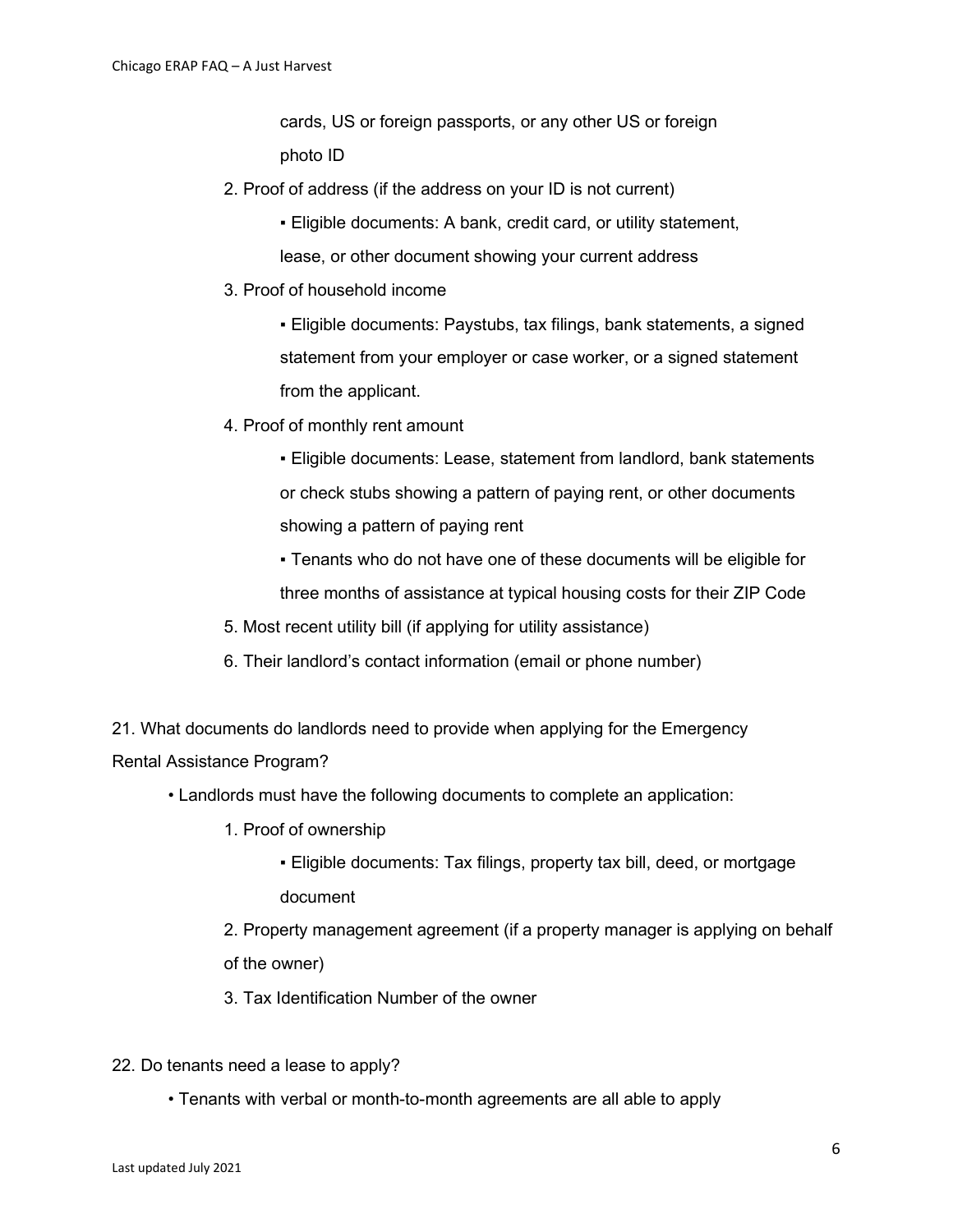cards, US or foreign passports, or any other US or foreign photo ID

2. Proof of address (if the address on your ID is not current)
   - Eligible documents: A bank, credit card, or utility statement, lease, or other document showing your current address
3. Proof of household income
   - Eligible documents: Paystubs, tax filings, bank statements, a signed statement from your employer or case worker, or a signed statement from the applicant.
4. Proof of monthly rent amount
   - Eligible documents: Lease, statement from landlord, bank statements or check stubs showing a pattern of paying rent, or other documents showing a pattern of paying rent
   - Tenants who do not have one of these documents will be eligible for three months of assistance at typical housing costs for their ZIP Code
5. Most recent utility bill (if applying for utility assistance)
6. Their landlord's contact information (email or phone number)

21. What documents do landlords need to provide when applying for the Emergency Rental Assistance Program?

- Landlords must have the following documents to complete an application:
  1. Proof of ownership
     - Eligible documents: Tax filings, property tax bill, deed, or mortgage document
  2. Property management agreement (if a property manager is applying on behalf of the owner)
  3. Tax Identification Number of the owner

22. Do tenants need a lease to apply?

- Tenants with verbal or month-to-month agreements are all able to apply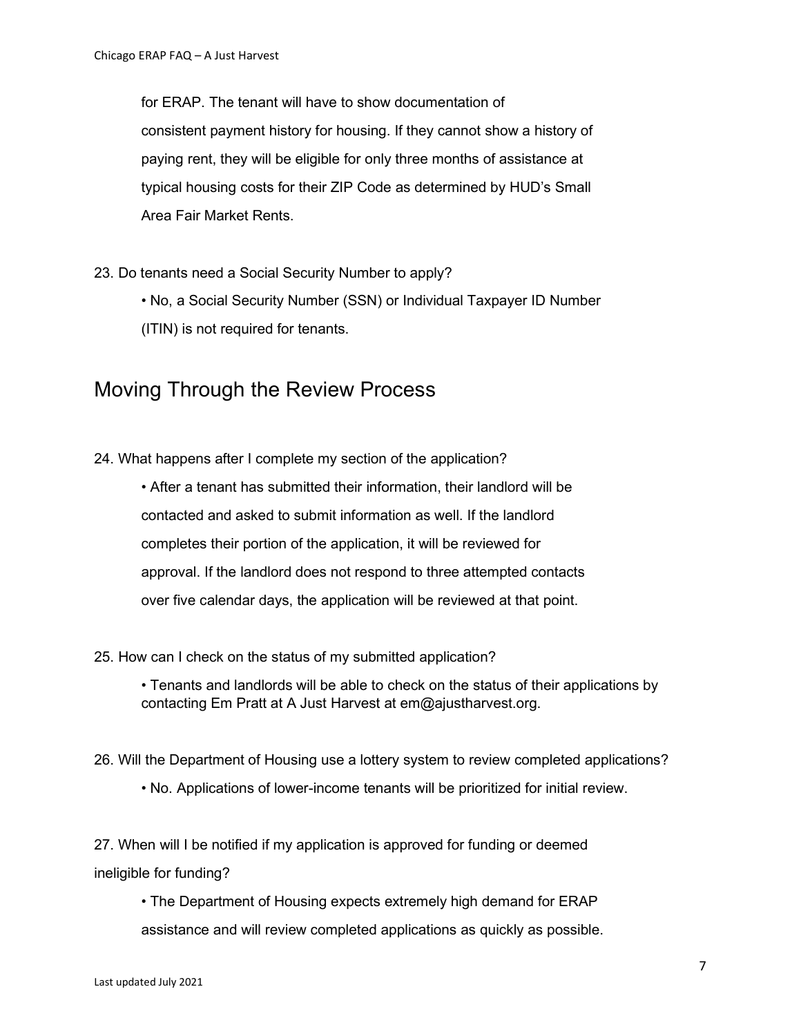for ERAP. The tenant will have to show documentation of consistent payment history for housing. If they cannot show a history of paying rent, they will be eligible for only three months of assistance at typical housing costs for their ZIP Code as determined by HUD's Small Area Fair Market Rents.

23. Do tenants need a Social Security Number to apply?

- No, a Social Security Number (SSN) or Individual Taxpayer ID Number (ITIN) is not required for tenants.

## Moving Through the Review Process

24. What happens after I complete my section of the application?

- After a tenant has submitted their information, their landlord will be contacted and asked to submit information as well. If the landlord completes their portion of the application, it will be reviewed for approval. If the landlord does not respond to three attempted contacts over five calendar days, the application will be reviewed at that point.

25. How can I check on the status of my submitted application?

- Tenants and landlords will be able to check on the status of their applications by contacting Em Pratt at A Just Harvest at em@ajustharvest.org.

26. Will the Department of Housing use a lottery system to review completed applications?

- No. Applications of lower-income tenants will be prioritized for initial review.

27. When will I be notified if my application is approved for funding or deemed ineligible for funding?

- The Department of Housing expects extremely high demand for ERAP assistance and will review completed applications as quickly as possible.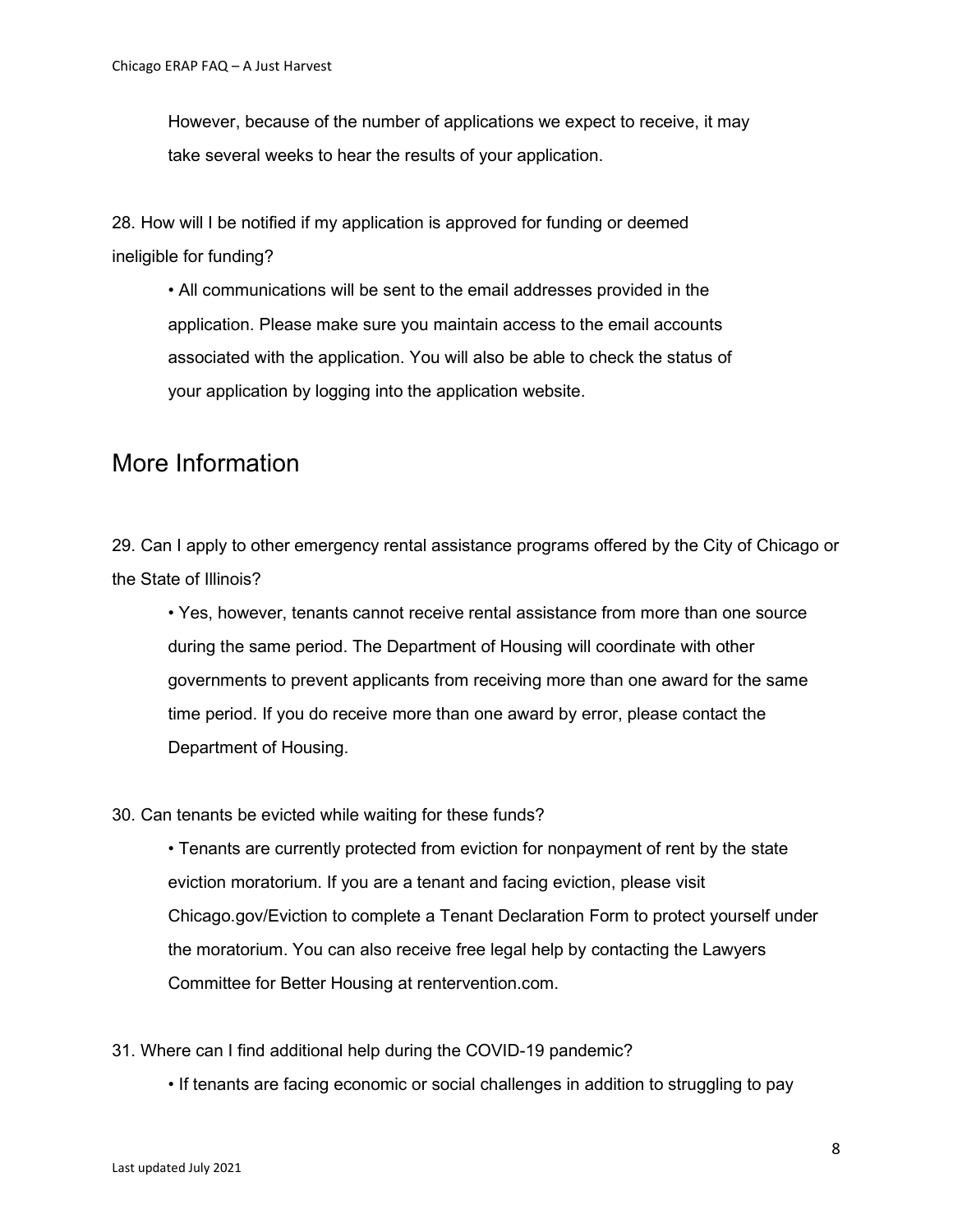However, because of the number of applications we expect to receive, it may take several weeks to hear the results of your application.

28. How will I be notified if my application is approved for funding or deemed ineligible for funding?

- All communications will be sent to the email addresses provided in the application. Please make sure you maintain access to the email accounts associated with the application. You will also be able to check the status of your application by logging into the application website.

## More Information

29. Can I apply to other emergency rental assistance programs offered by the City of Chicago or the State of Illinois?

- Yes, however, tenants cannot receive rental assistance from more than one source during the same period. The Department of Housing will coordinate with other governments to prevent applicants from receiving more than one award for the same time period. If you do receive more than one award by error, please contact the Department of Housing.

30. Can tenants be evicted while waiting for these funds?

- Tenants are currently protected from eviction for nonpayment of rent by the state eviction moratorium. If you are a tenant and facing eviction, please visit Chicago.gov/Eviction to complete a Tenant Declaration Form to protect yourself under the moratorium. You can also receive free legal help by contacting the Lawyers Committee for Better Housing at rentervention.com.

31. Where can I find additional help during the COVID-19 pandemic?

- If tenants are facing economic or social challenges in addition to struggling to pay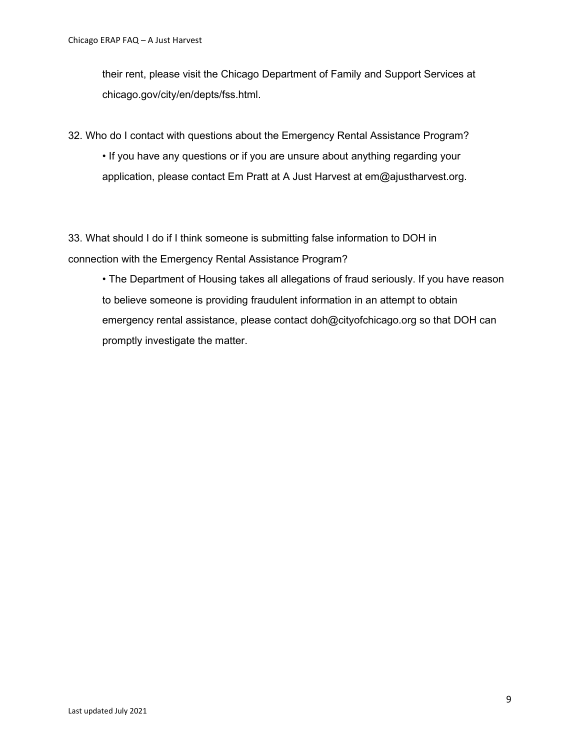their rent, please visit the Chicago Department of Family and Support Services at chicago.gov/city/en/depts/fss.html.

32. Who do I contact with questions about the Emergency Rental Assistance Program?

- If you have any questions or if you are unsure about anything regarding your application, please contact Em Pratt at A Just Harvest at em@ajustharvest.org.

33. What should I do if I think someone is submitting false information to DOH in connection with the Emergency Rental Assistance Program?

- The Department of Housing takes all allegations of fraud seriously. If you have reason to believe someone is providing fraudulent information in an attempt to obtain emergency rental assistance, please contact doh@cityofchicago.org so that DOH can promptly investigate the matter.